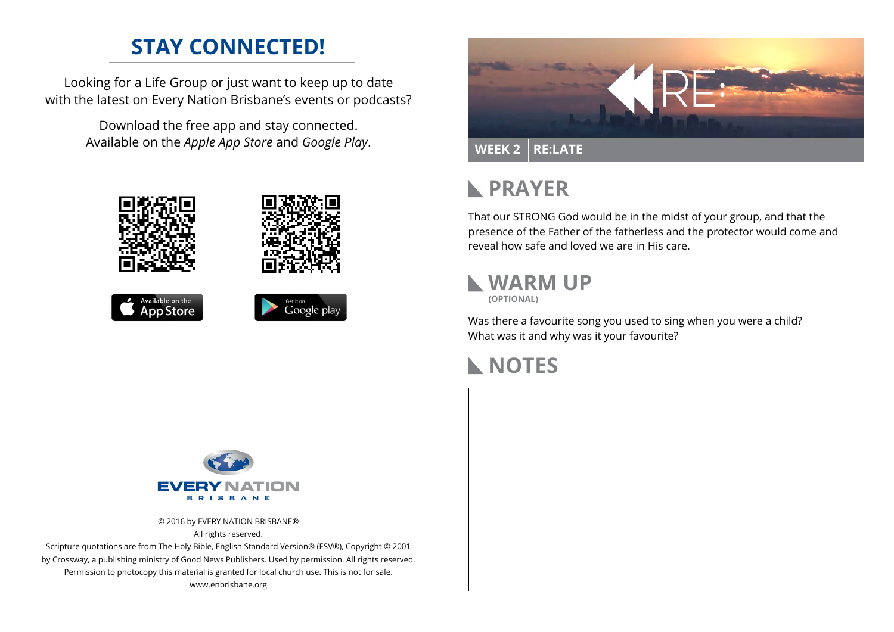# STAY CONNECTED!

Looking for a Life Group or just want to keep up to date with the latest on Every Nation Brisbane's events or podcasts?

Download the free app and stay connected. Available on the *Apple App Store* and *Google Play*.

Available on the App Store

Get it on Google play

EVERY NATION BRISBANE

© 2016 by EVERY NATION BRISBANE®
All rights reserved.
Scripture quotations are from The Holy Bible, English Standard Version® (ESV®), Copyright © 2001 by Crossway, a publishing ministry of Good News Publishers. Used by permission. All rights reserved.
Permission to photocopy this material is granted for local church use. This is not for sale.
www.enbrisbane.org

RE:

**WEEK 2 | RE:LATE**

## PRAYER

That our STRONG God would be in the midst of your group, and that the presence of the Father of the fatherless and the protector would come and reveal how safe and loved we are in His care.

## WARM UP

**(OPTIONAL)**

Was there a favourite song you used to sing when you were a child? What was it and why was it your favourite?

## NOTES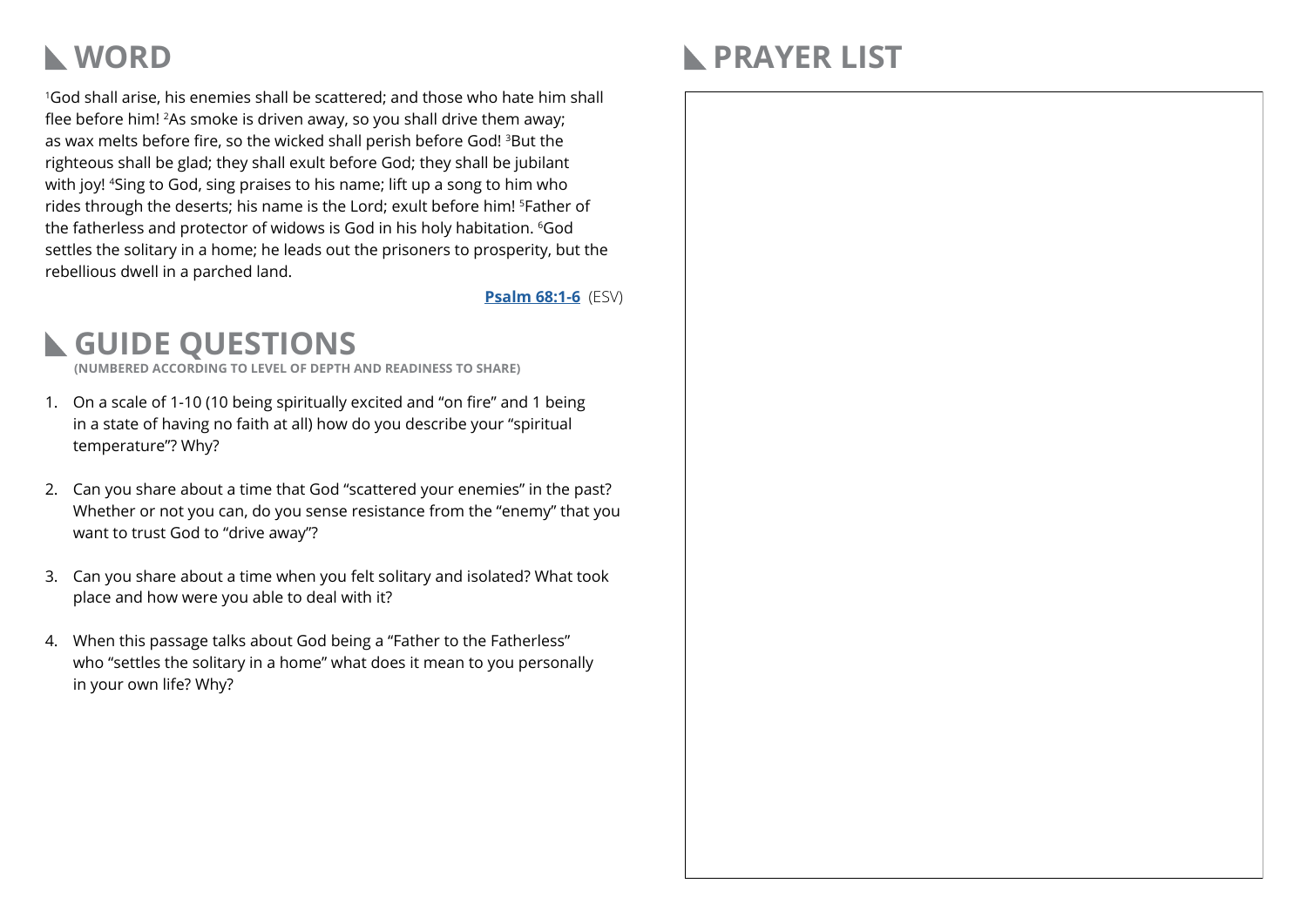## WORD

[1]God shall arise, his enemies shall be scattered; and those who hate him shall flee before him! [2]As smoke is driven away, so you shall drive them away; as wax melts before fire, so the wicked shall perish before God! [3]But the righteous shall be glad; they shall exult before God; they shall be jubilant with joy! [4]Sing to God, sing praises to his name; lift up a song to him who rides through the deserts; his name is the Lord; exult before him! [5]Father of the fatherless and protector of widows is God in his holy habitation. [6]God settles the solitary in a home; he leads out the prisoners to prosperity, but the rebellious dwell in a parched land.

**Psalm 68:1-6** (ESV)

## GUIDE QUESTIONS

**(NUMBERED ACCORDING TO LEVEL OF DEPTH AND READINESS TO SHARE)**

1. On a scale of 1-10 (10 being spiritually excited and "on fire" and 1 being in a state of having no faith at all) how do you describe your "spiritual temperature"? Why?

2. Can you share about a time that God "scattered your enemies" in the past? Whether or not you can, do you sense resistance from the "enemy" that you want to trust God to "drive away"?

3. Can you share about a time when you felt solitary and isolated? What took place and how were you able to deal with it?

4. When this passage talks about God being a "Father to the Fatherless" who "settles the solitary in a home" what does it mean to you personally in your own life? Why?

## PRAYER LIST